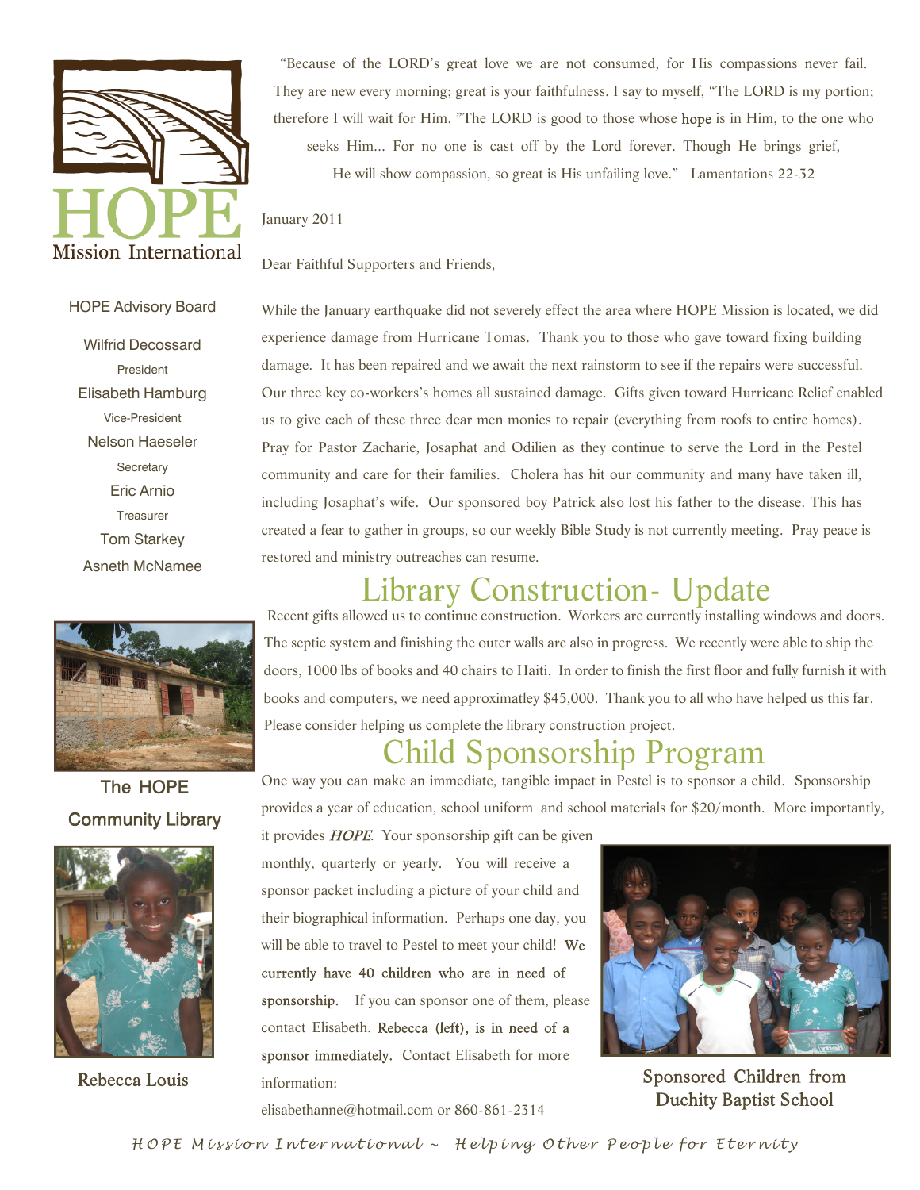HOPE Mission International

HOPE Advisory Board

Wilfrid Decossard
President

Elisabeth Hamburg
Vice-President

Nelson Haeseler
Secretary

Eric Arnio
Treasurer

Tom Starkey

Asneth McNamee

"Because of the LORD's great love we are not consumed, for His compassions never fail. They are new every morning; great is your faithfulness. I say to myself, "The LORD is my portion; therefore I will wait for Him. "The LORD is good to those whose hope is in Him, to the one who seeks Him... For no one is cast off by the Lord forever. Though He brings grief, He will show compassion, so great is His unfailing love." Lamentations 22-32

January 2011

Dear Faithful Supporters and Friends,

While the January earthquake did not severely effect the area where HOPE Mission is located, we did experience damage from Hurricane Tomas. Thank you to those who gave toward fixing building damage. It has been repaired and we await the next rainstorm to see if the repairs were successful. Our three key co-workers's homes all sustained damage. Gifts given toward Hurricane Relief enabled us to give each of these three dear men monies to repair (everything from roofs to entire homes). Pray for Pastor Zacharie, Josaphat and Odilien as they continue to serve the Lord in the Pestel community and care for their families. Cholera has hit our community and many have taken ill, including Josaphat's wife. Our sponsored boy Patrick also lost his father to the disease. This has created a fear to gather in groups, so our weekly Bible Study is not currently meeting. Pray peace is restored and ministry outreaches can resume.

## Library Construction- Update

Recent gifts allowed us to continue construction. Workers are currently installing windows and doors. The septic system and finishing the outer walls are also in progress. We recently were able to ship the doors, 1000 lbs of books and 40 chairs to Haiti. In order to finish the first floor and fully furnish it with books and computers, we need approximatley $45,000. Thank you to all who have helped us this far. Please consider helping us complete the library construction project.

The HOPE Community Library

## Child Sponsorship Program

One way you can make an immediate, tangible impact in Pestel is to sponsor a child. Sponsorship provides a year of education, school uniform and school materials for $20/month. More importantly, it provides *HOPE*. Your sponsorship gift can be given monthly, quarterly or yearly. You will receive a sponsor packet including a picture of your child and their biographical information. Perhaps one day, you will be able to travel to Pestel to meet your child! **We currently have 40 children who are in need of sponsorship.** If you can sponsor one of them, please contact Elisabeth. **Rebecca (left), is in need of a sponsor immediately.** Contact Elisabeth for more information:
elisabethanne@hotmail.com or 860-861-2314

Rebecca Louis

Sponsored Children from Duchity Baptist School

*HOPE Mission International ~ Helping Other People for Eternity*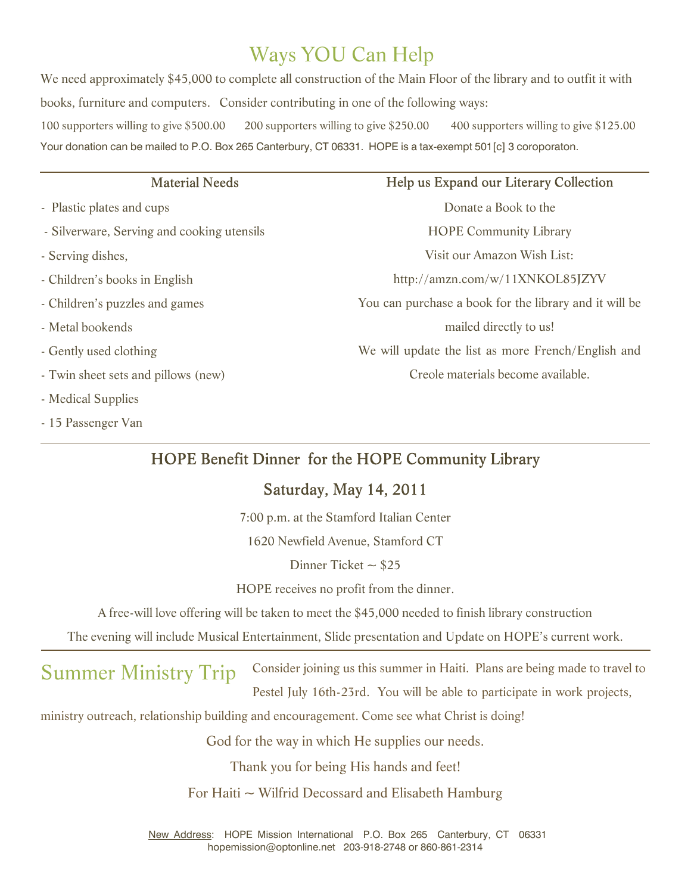# Ways YOU Can Help

We need approximately $45,000 to complete all construction of the Main Floor of the library and to outfit it with books, furniture and computers. Consider contributing in one of the following ways:

100 supporters willing to give $500.00 200 supporters willing to give $250.00 400 supporters willing to give $125.00

Your donation can be mailed to P.O. Box 265 Canterbury, CT 06331. HOPE is a tax-exempt 501[c] 3 coroporaton.

## Material Needs

- Plastic plates and cups
- Silverware, Serving and cooking utensils
- Serving dishes,
- Children's books in English
- Children's puzzles and games
- Metal bookends
- Gently used clothing
- Twin sheet sets and pillows (new)
- Medical Supplies
- 15 Passenger Van

## Help us Expand our Literary Collection

Donate a Book to the

HOPE Community Library

Visit our Amazon Wish List:

http://amzn.com/w/11XNKOL85JZYV

You can purchase a book for the library and it will be mailed directly to us!

We will update the list as more French/English and Creole materials become available.

## HOPE Benefit Dinner for the HOPE Community Library

### Saturday, May 14, 2011

7:00 p.m. at the Stamford Italian Center

1620 Newfield Avenue, Stamford CT

Dinner Ticket ~ $25

HOPE receives no profit from the dinner.

A free-will love offering will be taken to meet the $45,000 needed to finish library construction

The evening will include Musical Entertainment, Slide presentation and Update on HOPE's current work.

# Summer Ministry Trip

Consider joining us this summer in Haiti. Plans are being made to travel to Pestel July 16th-23rd. You will be able to participate in work projects, ministry outreach, relationship building and encouragement. Come see what Christ is doing!

God for the way in which He supplies our needs.

Thank you for being His hands and feet!

For Haiti ~ Wilfrid Decossard and Elisabeth Hamburg

New Address: HOPE Mission International P.O. Box 265 Canterbury, CT 06331
hopemission@optonline.net 203-918-2748 or 860-861-2314